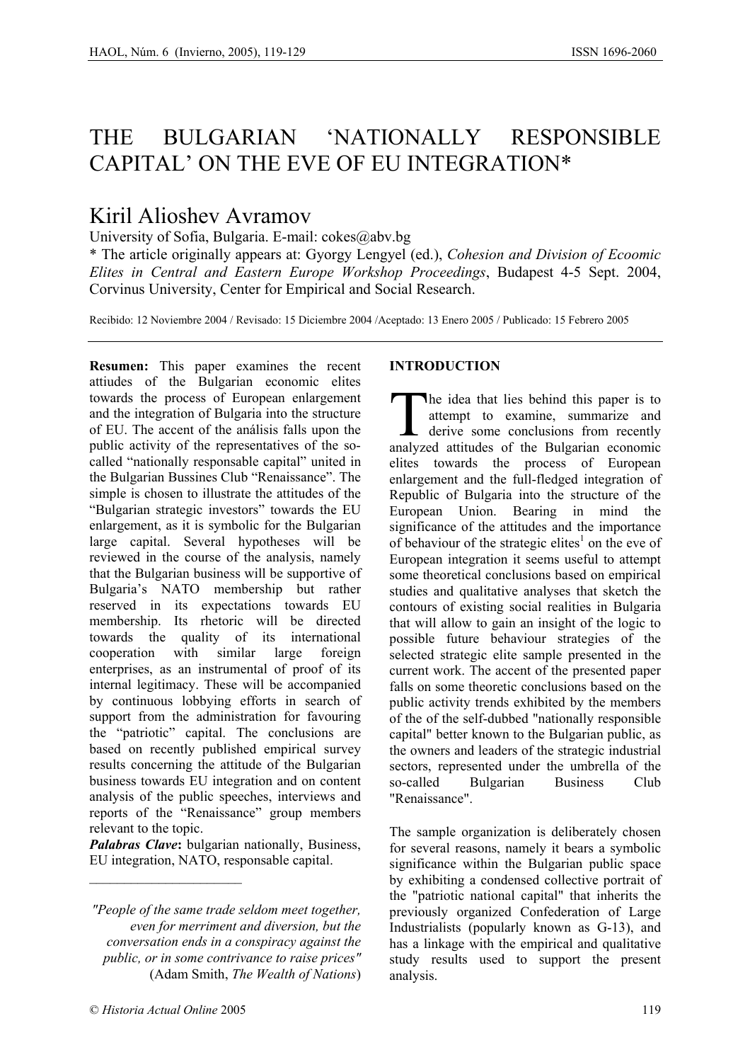# THE BULGARIAN 'NATIONALLY RESPONSIBLE CAPITAL' ON THE EVE OF EU INTEGRATION*

## Kiril Alioshev Avramov

University of Sofia, Bulgaria. E-mail: cokes@abv.bg

\* The article originally appears at: Gyorgy Lengyel (ed.), *Cohesion and Division of Ecoomic Elites in Central and Eastern Europe Workshop Proceedings*, Budapest 4-5 Sept. 2004, Corvinus University, Center for Empirical and Social Research.

Recibido: 12 Noviembre 2004 / Revisado: 15 Diciembre 2004 /Aceptado: 13 Enero 2005 / Publicado: 15 Febrero 2005

**Resumen:** This paper examines the recent attiudes of the Bulgarian economic elites towards the process of European enlargement and the integration of Bulgaria into the structure of EU. The accent of the análisis falls upon the public activity of the representatives of the so-called "nationally responsable capital" united in the Bulgarian Bussines Club "Renaissance". The simple is chosen to illustrate the attitudes of the "Bulgarian strategic investors" towards the EU enlargement, as it is symbolic for the Bulgarian large capital. Several hypotheses will be reviewed in the course of the analysis, namely that the Bulgarian business will be supportive of Bulgaria's NATO membership but rather reserved in its expectations towards EU membership. Its rhetoric will be directed towards the quality of its international cooperation with similar large foreign enterprises, as an instrumental of proof of its internal legitimacy. These will be accompanied by continuous lobbying efforts in search of support from the administration for favouring the "patriotic" capital. The conclusions are based on recently published empirical survey results concerning the attitude of the Bulgarian business towards EU integration and on content analysis of the public speeches, interviews and reports of the "Renaissance" group members relevant to the topic.

***Palabras Clave*:** bulgarian nationally, Business, EU integration, NATO, responsable capital.

---

*"People of the same trade seldom meet together, even for merriment and diversion, but the conversation ends in a conspiracy against the public, or in some contrivance to raise prices"*
(Adam Smith, *The Wealth of Nations*)

**INTRODUCTION**

The idea that lies behind this paper is to attempt to examine, summarize and derive some conclusions from recently analyzed attitudes of the Bulgarian economic elites towards the process of European enlargement and the full-fledged integration of Republic of Bulgaria into the structure of the European Union. Bearing in mind the significance of the attitudes and the importance of behaviour of the strategic elites[1] on the eve of European integration it seems useful to attempt some theoretical conclusions based on empirical studies and qualitative analyses that sketch the contours of existing social realities in Bulgaria that will allow to gain an insight of the logic to possible future behaviour strategies of the selected strategic elite sample presented in the current work. The accent of the presented paper falls on some theoretic conclusions based on the public activity trends exhibited by the members of the of the self-dubbed "nationally responsible capital" better known to the Bulgarian public, as the owners and leaders of the strategic industrial sectors, represented under the umbrella of the so-called Bulgarian Business Club "Renaissance".

The sample organization is deliberately chosen for several reasons, namely it bears a symbolic significance within the Bulgarian public space by exhibiting a condensed collective portrait of the "patriotic national capital" that inherits the previously organized Confederation of Large Industrialists (popularly known as G-13), and has a linkage with the empirical and qualitative study results used to support the present analysis.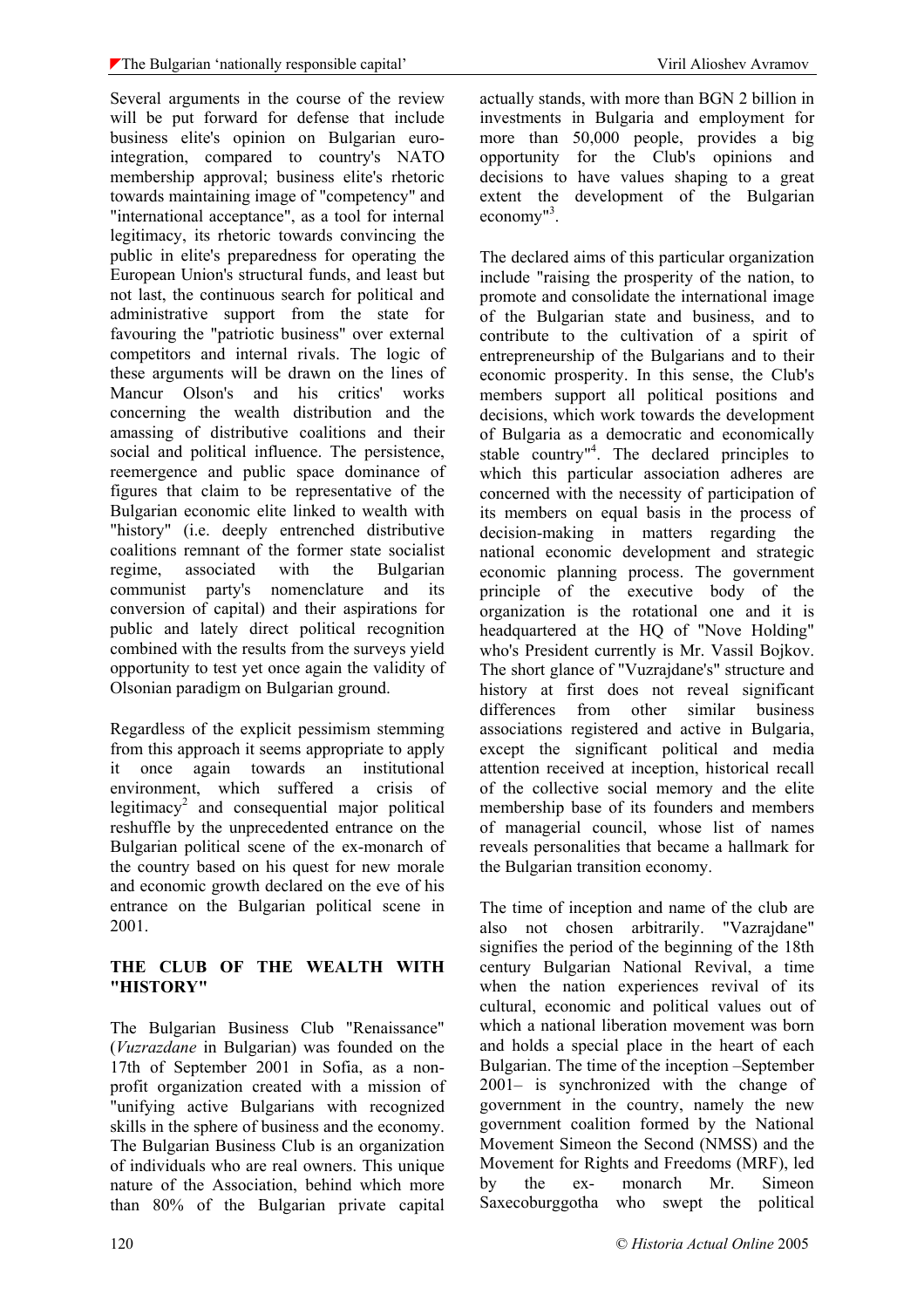Several arguments in the course of the review will be put forward for defense that include business elite's opinion on Bulgarian euro-integration, compared to country's NATO membership approval; business elite's rhetoric towards maintaining image of "competency" and "international acceptance", as a tool for internal legitimacy, its rhetoric towards convincing the public in elite's preparedness for operating the European Union's structural funds, and least but not last, the continuous search for political and administrative support from the state for favouring the "patriotic business" over external competitors and internal rivals. The logic of these arguments will be drawn on the lines of Mancur Olson's and his critics' works concerning the wealth distribution and the amassing of distributive coalitions and their social and political influence. The persistence, reemergence and public space dominance of figures that claim to be representative of the Bulgarian economic elite linked to wealth with "history" (i.e. deeply entrenched distributive coalitions remnant of the former state socialist regime, associated with the Bulgarian communist party's nomenclature and its conversion of capital) and their aspirations for public and lately direct political recognition combined with the results from the surveys yield opportunity to test yet once again the validity of Olsonian paradigm on Bulgarian ground.

Regardless of the explicit pessimism stemming from this approach it seems appropriate to apply it once again towards an institutional environment, which suffered a crisis of legitimacy[2] and consequential major political reshuffle by the unprecedented entrance on the Bulgarian political scene of the ex-monarch of the country based on his quest for new morale and economic growth declared on the eve of his entrance on the Bulgarian political scene in 2001.

## THE CLUB OF THE WEALTH WITH "HISTORY"

The Bulgarian Business Club "Renaissance" (*Vuzrazdane* in Bulgarian) was founded on the 17th of September 2001 in Sofia, as a non-profit organization created with a mission of "unifying active Bulgarians with recognized skills in the sphere of business and the economy. The Bulgarian Business Club is an organization of individuals who are real owners. This unique nature of the Association, behind which more than 80% of the Bulgarian private capital actually stands, with more than BGN 2 billion in investments in Bulgaria and employment for more than 50,000 people, provides a big opportunity for the Club's opinions and decisions to have values shaping to a great extent the development of the Bulgarian economy"[3].

The declared aims of this particular organization include "raising the prosperity of the nation, to promote and consolidate the international image of the Bulgarian state and business, and to contribute to the cultivation of a spirit of entrepreneurship of the Bulgarians and to their economic prosperity. In this sense, the Club's members support all political positions and decisions, which work towards the development of Bulgaria as a democratic and economically stable country"[4]. The declared principles to which this particular association adheres are concerned with the necessity of participation of its members on equal basis in the process of decision-making in matters regarding the national economic development and strategic economic planning process. The government principle of the executive body of the organization is the rotational one and it is headquartered at the HQ of "Nove Holding" who's President currently is Mr. Vassil Bojkov. The short glance of "Vuzrajdane's" structure and history at first does not reveal significant differences from other similar business associations registered and active in Bulgaria, except the significant political and media attention received at inception, historical recall of the collective social memory and the elite membership base of its founders and members of managerial council, whose list of names reveals personalities that became a hallmark for the Bulgarian transition economy.

The time of inception and name of the club are also not chosen arbitrarily. "Vazrajdane" signifies the period of the beginning of the 18th century Bulgarian National Revival, a time when the nation experiences revival of its cultural, economic and political values out of which a national liberation movement was born and holds a special place in the heart of each Bulgarian. The time of the inception –September 2001– is synchronized with the change of government in the country, namely the new government coalition formed by the National Movement Simeon the Second (NMSS) and the Movement for Rights and Freedoms (MRF), led by the ex- monarch Mr. Simeon Saxecoburggotha who swept the political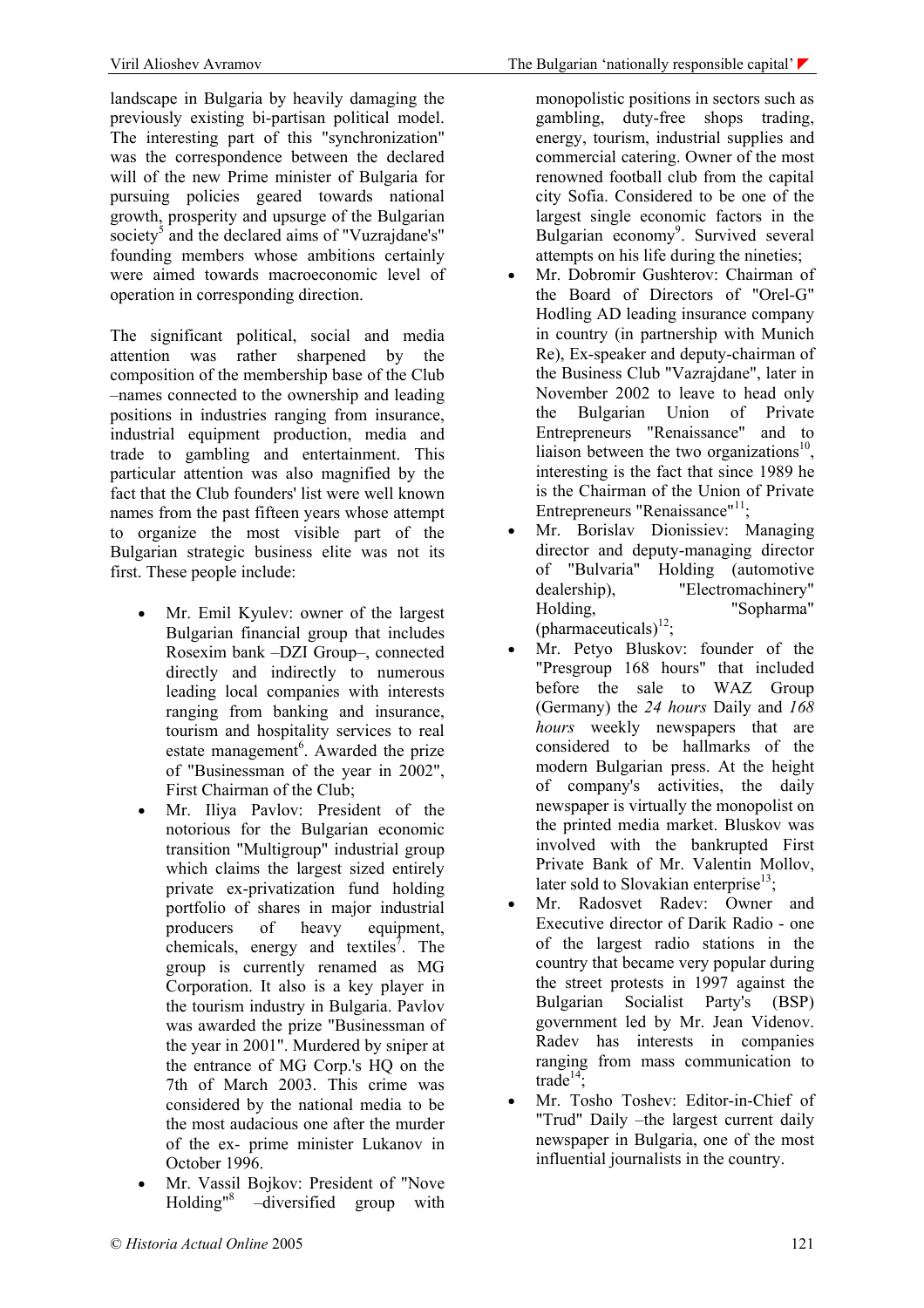landscape in Bulgaria by heavily damaging the previously existing bi-partisan political model. The interesting part of this "synchronization" was the correspondence between the declared will of the new Prime minister of Bulgaria for pursuing policies geared towards national growth, prosperity and upsurge of the Bulgarian society[5] and the declared aims of "Vuzrajdane's" founding members whose ambitions certainly were aimed towards macroeconomic level of operation in corresponding direction.

The significant political, social and media attention was rather sharpened by the composition of the membership base of the Club –names connected to the ownership and leading positions in industries ranging from insurance, industrial equipment production, media and trade to gambling and entertainment. This particular attention was also magnified by the fact that the Club founders' list were well known names from the past fifteen years whose attempt to organize the most visible part of the Bulgarian strategic business elite was not its first. These people include:

- Mr. Emil Kyulev: owner of the largest Bulgarian financial group that includes Rosexim bank –DZI Group–, connected directly and indirectly to numerous leading local companies with interests ranging from banking and insurance, tourism and hospitality services to real estate management[6]. Awarded the prize of "Businessman of the year in 2002", First Chairman of the Club;
- Mr. Iliya Pavlov: President of the notorious for the Bulgarian economic transition "Multigroup" industrial group which claims the largest sized entirely private ex-privatization fund holding portfolio of shares in major industrial producers of heavy equipment, chemicals, energy and textiles[7]. The group is currently renamed as MG Corporation. It also is a key player in the tourism industry in Bulgaria. Pavlov was awarded the prize "Businessman of the year in 2001". Murdered by sniper at the entrance of MG Corp.'s HQ on the 7th of March 2003. This crime was considered by the national media to be the most audacious one after the murder of the ex- prime minister Lukanov in October 1996.
- Mr. Vassil Bojkov: President of "Nove Holding"[8] –diversified group with monopolistic positions in sectors such as gambling, duty-free shops trading, energy, tourism, industrial supplies and commercial catering. Owner of the most renowned football club from the capital city Sofia. Considered to be one of the largest single economic factors in the Bulgarian economy[9]. Survived several attempts on his life during the nineties;
- Mr. Dobromir Gushterov: Chairman of the Board of Directors of "Orel-G" Hodling AD leading insurance company in country (in partnership with Munich Re), Ex-speaker and deputy-chairman of the Business Club "Vazrajdane", later in November 2002 to leave to head only the Bulgarian Union of Private Entrepreneurs "Renaissance" and to liaison between the two organizations[10], interesting is the fact that since 1989 he is the Chairman of the Union of Private Entrepreneurs "Renaissance"[11];
- Mr. Borislav Dionissiev: Managing director and deputy-managing director of "Bulvaria" Holding (automotive dealership), "Electromachinery" Holding, "Sopharma" (pharmaceuticals)[12];
- Mr. Petyo Bluskov: founder of the "Presgroup 168 hours" that included before the sale to WAZ Group (Germany) the *24 hours* Daily and *168 hours* weekly newspapers that are considered to be hallmarks of the modern Bulgarian press. At the height of company's activities, the daily newspaper is virtually the monopolist on the printed media market. Bluskov was involved with the bankrupted First Private Bank of Mr. Valentin Mollov, later sold to Slovakian enterprise[13];
- Mr. Radosvet Radev: Owner and Executive director of Darik Radio - one of the largest radio stations in the country that became very popular during the street protests in 1997 against the Bulgarian Socialist Party's (BSP) government led by Mr. Jean Videnov. Radev has interests in companies ranging from mass communication to trade[14];
- Mr. Tosho Toshev: Editor-in-Chief of "Trud" Daily –the largest current daily newspaper in Bulgaria, one of the most influential journalists in the country.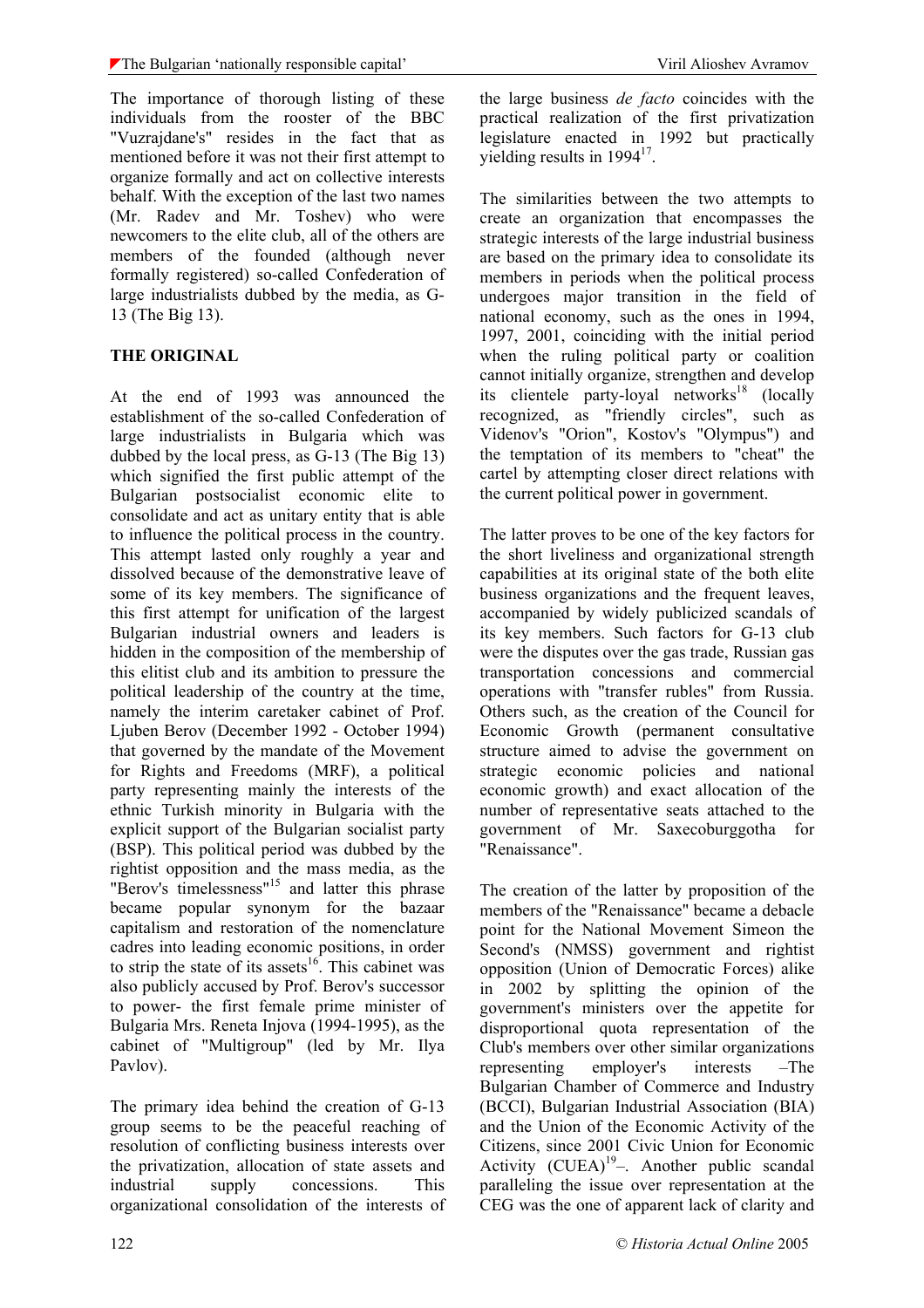The importance of thorough listing of these individuals from the rooster of the BBC "Vuzrajdane's" resides in the fact that as mentioned before it was not their first attempt to organize formally and act on collective interests behalf. With the exception of the last two names (Mr. Radev and Mr. Toshev) who were newcomers to the elite club, all of the others are members of the founded (although never formally registered) so-called Confederation of large industrialists dubbed by the media, as G-13 (The Big 13).

## THE ORIGINAL

At the end of 1993 was announced the establishment of the so-called Confederation of large industrialists in Bulgaria which was dubbed by the local press, as G-13 (The Big 13) which signified the first public attempt of the Bulgarian postsocialist economic elite to consolidate and act as unitary entity that is able to influence the political process in the country. This attempt lasted only roughly a year and dissolved because of the demonstrative leave of some of its key members. The significance of this first attempt for unification of the largest Bulgarian industrial owners and leaders is hidden in the composition of the membership of this elitist club and its ambition to pressure the political leadership of the country at the time, namely the interim caretaker cabinet of Prof. Ljuben Berov (December 1992 - October 1994) that governed by the mandate of the Movement for Rights and Freedoms (MRF), a political party representing mainly the interests of the ethnic Turkish minority in Bulgaria with the explicit support of the Bulgarian socialist party (BSP). This political period was dubbed by the rightist opposition and the mass media, as the "Berov's timelessness"[15] and latter this phrase became popular synonym for the bazaar capitalism and restoration of the nomenclature cadres into leading economic positions, in order to strip the state of its assets[16]. This cabinet was also publicly accused by Prof. Berov's successor to power- the first female prime minister of Bulgaria Mrs. Reneta Injova (1994-1995), as the cabinet of "Multigroup" (led by Mr. Ilya Pavlov).

The primary idea behind the creation of G-13 group seems to be the peaceful reaching of resolution of conflicting business interests over the privatization, allocation of state assets and industrial supply concessions. This organizational consolidation of the interests of the large business *de facto* coincides with the practical realization of the first privatization legislature enacted in 1992 but practically yielding results in 1994[17].

The similarities between the two attempts to create an organization that encompasses the strategic interests of the large industrial business are based on the primary idea to consolidate its members in periods when the political process undergoes major transition in the field of national economy, such as the ones in 1994, 1997, 2001, coinciding with the initial period when the ruling political party or coalition cannot initially organize, strengthen and develop its clientele party-loyal networks[18] (locally recognized, as "friendly circles", such as Videnov's "Orion", Kostov's "Olympus") and the temptation of its members to "cheat" the cartel by attempting closer direct relations with the current political power in government.

The latter proves to be one of the key factors for the short liveliness and organizational strength capabilities at its original state of the both elite business organizations and the frequent leaves, accompanied by widely publicized scandals of its key members. Such factors for G-13 club were the disputes over the gas trade, Russian gas transportation concessions and commercial operations with "transfer rubles" from Russia. Others such, as the creation of the Council for Economic Growth (permanent consultative structure aimed to advise the government on strategic economic policies and national economic growth) and exact allocation of the number of representative seats attached to the government of Mr. Saxecoburggotha for "Renaissance".

The creation of the latter by proposition of the members of the "Renaissance" became a debacle point for the National Movement Simeon the Second's (NMSS) government and rightist opposition (Union of Democratic Forces) alike in 2002 by splitting the opinion of the government's ministers over the appetite for disproportional quota representation of the Club's members over other similar organizations representing employer's interests –The Bulgarian Chamber of Commerce and Industry (BCCI), Bulgarian Industrial Association (BIA) and the Union of the Economic Activity of the Citizens, since 2001 Civic Union for Economic Activity (CUEA)[19]–. Another public scandal paralleling the issue over representation at the CEG was the one of apparent lack of clarity and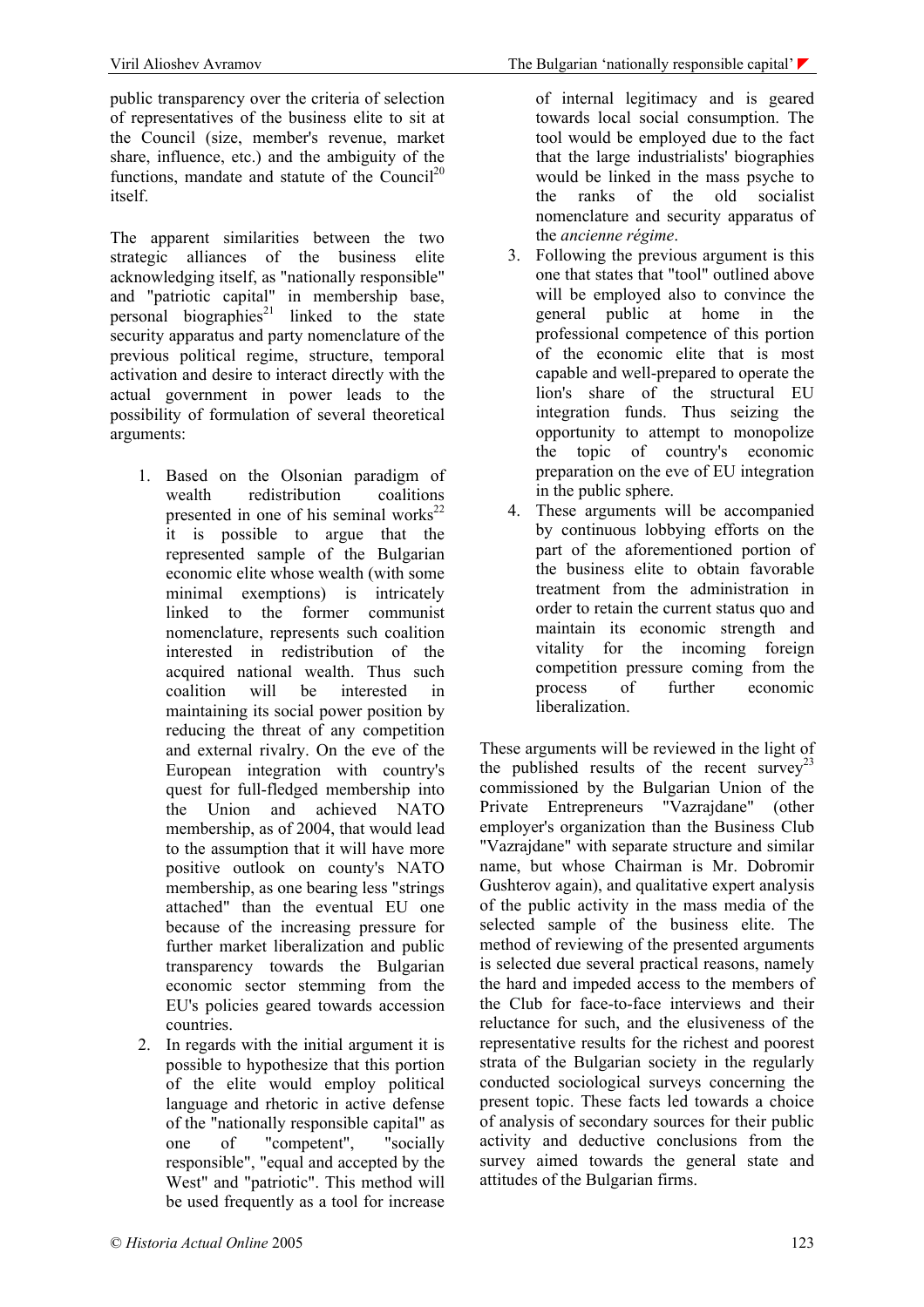public transparency over the criteria of selection of representatives of the business elite to sit at the Council (size, member's revenue, market share, influence, etc.) and the ambiguity of the functions, mandate and statute of the Council[20] itself.

The apparent similarities between the two strategic alliances of the business elite acknowledging itself, as "nationally responsible" and "patriotic capital" in membership base, personal biographies[21] linked to the state security apparatus and party nomenclature of the previous political regime, structure, temporal activation and desire to interact directly with the actual government in power leads to the possibility of formulation of several theoretical arguments:

1. Based on the Olsonian paradigm of wealth redistribution coalitions presented in one of his seminal works[22] it is possible to argue that the represented sample of the Bulgarian economic elite whose wealth (with some minimal exemptions) is intricately linked to the former communist nomenclature, represents such coalition interested in redistribution of the acquired national wealth. Thus such coalition will be interested in maintaining its social power position by reducing the threat of any competition and external rivalry. On the eve of the European integration with country's quest for full-fledged membership into the Union and achieved NATO membership, as of 2004, that would lead to the assumption that it will have more positive outlook on county's NATO membership, as one bearing less "strings attached" than the eventual EU one because of the increasing pressure for further market liberalization and public transparency towards the Bulgarian economic sector stemming from the EU's policies geared towards accession countries.
2. In regards with the initial argument it is possible to hypothesize that this portion of the elite would employ political language and rhetoric in active defense of the "nationally responsible capital" as one of "competent", "socially responsible", "equal and accepted by the West" and "patriotic". This method will be used frequently as a tool for increase of internal legitimacy and is geared towards local social consumption. The tool would be employed due to the fact that the large industrialists' biographies would be linked in the mass psyche to the ranks of the old socialist nomenclature and security apparatus of the *ancienne régime*.
3. Following the previous argument is this one that states that "tool" outlined above will be employed also to convince the general public at home in the professional competence of this portion of the economic elite that is most capable and well-prepared to operate the lion's share of the structural EU integration funds. Thus seizing the opportunity to attempt to monopolize the topic of country's economic preparation on the eve of EU integration in the public sphere.
4. These arguments will be accompanied by continuous lobbying efforts on the part of the aforementioned portion of the business elite to obtain favorable treatment from the administration in order to retain the current status quo and maintain its economic strength and vitality for the incoming foreign competition pressure coming from the process of further economic liberalization.

These arguments will be reviewed in the light of the published results of the recent survey[23] commissioned by the Bulgarian Union of the Private Entrepreneurs "Vazrajdane" (other employer's organization than the Business Club "Vazrajdane" with separate structure and similar name, but whose Chairman is Mr. Dobromir Gushterov again), and qualitative expert analysis of the public activity in the mass media of the selected sample of the business elite. The method of reviewing of the presented arguments is selected due several practical reasons, namely the hard and impeded access to the members of the Club for face-to-face interviews and their reluctance for such, and the elusiveness of the representative results for the richest and poorest strata of the Bulgarian society in the regularly conducted sociological surveys concerning the present topic. These facts led towards a choice of analysis of secondary sources for their public activity and deductive conclusions from the survey aimed towards the general state and attitudes of the Bulgarian firms.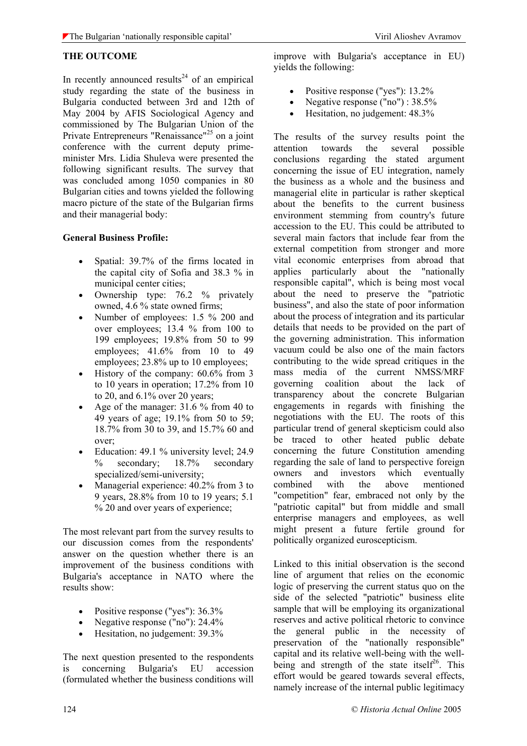**THE OUTCOME**

In recently announced results[24] of an empirical study regarding the state of the business in Bulgaria conducted between 3rd and 12th of May 2004 by AFIS Sociological Agency and commissioned by The Bulgarian Union of the Private Entrepreneurs "Renaissance"[25] on a joint conference with the current deputy prime-minister Mrs. Lidia Shuleva were presented the following significant results. The survey that was concluded among 1050 companies in 80 Bulgarian cities and towns yielded the following macro picture of the state of the Bulgarian firms and their managerial body:

**General Business Profile:**

- Spatial: 39.7% of the firms located in the capital city of Sofia and 38.3 % in municipal center cities;
- Ownership type: 76.2 % privately owned, 4.6 % state owned firms;
- Number of employees: 1.5 % 200 and over employees; 13.4 % from 100 to 199 employees; 19.8% from 50 to 99 employees; 41.6% from 10 to 49 employees; 23.8% up to 10 employees;
- History of the company: 60.6% from 3 to 10 years in operation; 17.2% from 10 to 20, and 6.1% over 20 years;
- Age of the manager: 31.6 % from 40 to 49 years of age; 19.1% from 50 to 59; 18.7% from 30 to 39, and 15.7% 60 and over;
- Education: 49.1 % university level; 24.9 % secondary; 18.7% secondary specialized/semi-university;
- Managerial experience: 40.2% from 3 to 9 years, 28.8% from 10 to 19 years; 5.1 % 20 and over years of experience;

The most relevant part from the survey results to our discussion comes from the respondents' answer on the question whether there is an improvement of the business conditions with Bulgaria's acceptance in NATO where the results show:

- Positive response ("yes"): 36.3%
- Negative response ("no"): 24.4%
- Hesitation, no judgement: 39.3%

The next question presented to the respondents is concerning Bulgaria's EU accession (formulated whether the business conditions will improve with Bulgaria's acceptance in EU) yields the following:

- Positive response ("yes"): 13.2%
- Negative response ("no") : 38.5%
- Hesitation, no judgement: 48.3%

The results of the survey results point the attention towards the several possible conclusions regarding the stated argument concerning the issue of EU integration, namely the business as a whole and the business and managerial elite in particular is rather skeptical about the benefits to the current business environment stemming from country's future accession to the EU. This could be attributed to several main factors that include fear from the external competition from stronger and more vital economic enterprises from abroad that applies particularly about the "nationally responsible capital", which is being most vocal about the need to preserve the "patriotic business", and also the state of poor information about the process of integration and its particular details that needs to be provided on the part of the governing administration. This information vacuum could be also one of the main factors contributing to the wide spread critiques in the mass media of the current NMSS/MRF governing coalition about the lack of transparency about the concrete Bulgarian engagements in regards with finishing the negotiations with the EU. The roots of this particular trend of general skepticism could also be traced to other heated public debate concerning the future Constitution amending regarding the sale of land to perspective foreign owners and investors which eventually combined with the above mentioned "competition" fear, embraced not only by the "patriotic capital" but from middle and small enterprise managers and employees, as well might present a future fertile ground for politically organized euroscepticism.

Linked to this initial observation is the second line of argument that relies on the economic logic of preserving the current status quo on the side of the selected "patriotic" business elite sample that will be employing its organizational reserves and active political rhetoric to convince the general public in the necessity of preservation of the "nationally responsible" capital and its relative well-being with the well-being and strength of the state itself[26]. This effort would be geared towards several effects, namely increase of the internal public legitimacy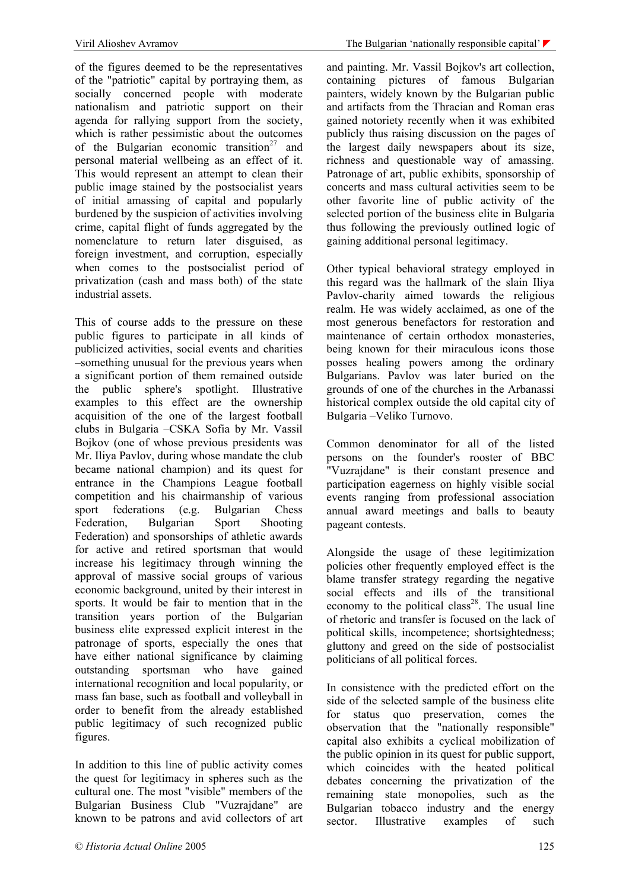of the figures deemed to be the representatives of the "patriotic" capital by portraying them, as socially concerned people with moderate nationalism and patriotic support on their agenda for rallying support from the society, which is rather pessimistic about the outcomes of the Bulgarian economic transition[27] and personal material wellbeing as an effect of it. This would represent an attempt to clean their public image stained by the postsocialist years of initial amassing of capital and popularly burdened by the suspicion of activities involving crime, capital flight of funds aggregated by the nomenclature to return later disguised, as foreign investment, and corruption, especially when comes to the postsocialist period of privatization (cash and mass both) of the state industrial assets.

This of course adds to the pressure on these public figures to participate in all kinds of publicized activities, social events and charities –something unusual for the previous years when a significant portion of them remained outside the public sphere's spotlight. Illustrative examples to this effect are the ownership acquisition of the one of the largest football clubs in Bulgaria –CSKA Sofia by Mr. Vassil Bojkov (one of whose previous presidents was Mr. Iliya Pavlov, during whose mandate the club became national champion) and its quest for entrance in the Champions League football competition and his chairmanship of various sport federations (e.g. Bulgarian Chess Federation, Bulgarian Sport Shooting Federation) and sponsorships of athletic awards for active and retired sportsman that would increase his legitimacy through winning the approval of massive social groups of various economic background, united by their interest in sports. It would be fair to mention that in the transition years portion of the Bulgarian business elite expressed explicit interest in the patronage of sports, especially the ones that have either national significance by claiming outstanding sportsman who have gained international recognition and local popularity, or mass fan base, such as football and volleyball in order to benefit from the already established public legitimacy of such recognized public figures.

In addition to this line of public activity comes the quest for legitimacy in spheres such as the cultural one. The most "visible" members of the Bulgarian Business Club "Vuzrajdane" are known to be patrons and avid collectors of art and painting. Mr. Vassil Bojkov's art collection, containing pictures of famous Bulgarian painters, widely known by the Bulgarian public and artifacts from the Thracian and Roman eras gained notoriety recently when it was exhibited publicly thus raising discussion on the pages of the largest daily newspapers about its size, richness and questionable way of amassing. Patronage of art, public exhibits, sponsorship of concerts and mass cultural activities seem to be other favorite line of public activity of the selected portion of the business elite in Bulgaria thus following the previously outlined logic of gaining additional personal legitimacy.

Other typical behavioral strategy employed in this regard was the hallmark of the slain Iliya Pavlov-charity aimed towards the religious realm. He was widely acclaimed, as one of the most generous benefactors for restoration and maintenance of certain orthodox monasteries, being known for their miraculous icons those posses healing powers among the ordinary Bulgarians. Pavlov was later buried on the grounds of one of the churches in the Arbanassi historical complex outside the old capital city of Bulgaria –Veliko Turnovo.

Common denominator for all of the listed persons on the founder's rooster of BBC "Vuzrajdane" is their constant presence and participation eagerness on highly visible social events ranging from professional association annual award meetings and balls to beauty pageant contests.

Alongside the usage of these legitimization policies other frequently employed effect is the blame transfer strategy regarding the negative social effects and ills of the transitional economy to the political class[28]. The usual line of rhetoric and transfer is focused on the lack of political skills, incompetence; shortsightedness; gluttony and greed on the side of postsocialist politicians of all political forces.

In consistence with the predicted effort on the side of the selected sample of the business elite for status quo preservation, comes the observation that the "nationally responsible" capital also exhibits a cyclical mobilization of the public opinion in its quest for public support, which coincides with the heated political debates concerning the privatization of the remaining state monopolies, such as the Bulgarian tobacco industry and the energy sector. Illustrative examples of such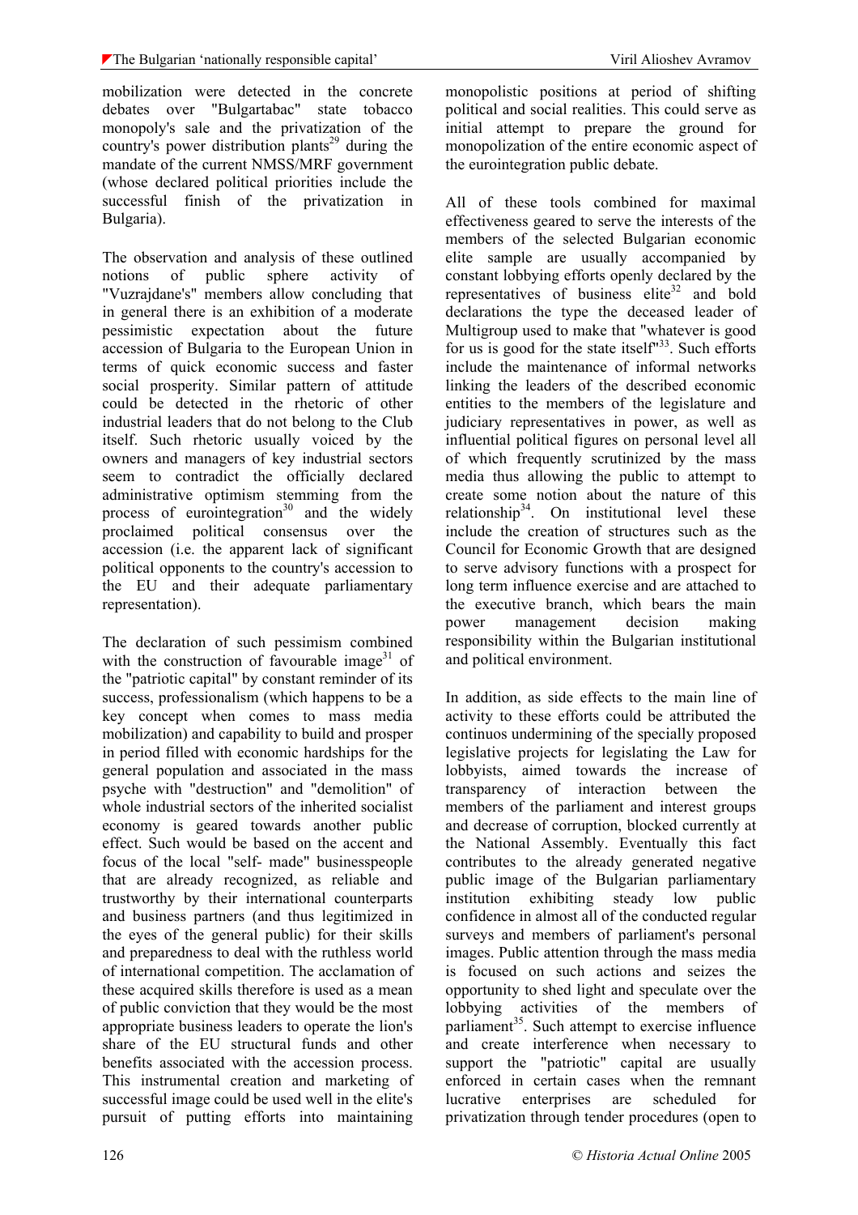mobilization were detected in the concrete debates over "Bulgartabac" state tobacco monopoly's sale and the privatization of the country's power distribution plants[29] during the mandate of the current NMSS/MRF government (whose declared political priorities include the successful finish of the privatization in Bulgaria).

The observation and analysis of these outlined notions of public sphere activity of "Vuzrajdane's" members allow concluding that in general there is an exhibition of a moderate pessimistic expectation about the future accession of Bulgaria to the European Union in terms of quick economic success and faster social prosperity. Similar pattern of attitude could be detected in the rhetoric of other industrial leaders that do not belong to the Club itself. Such rhetoric usually voiced by the owners and managers of key industrial sectors seem to contradict the officially declared administrative optimism stemming from the process of eurointegration[30] and the widely proclaimed political consensus over the accession (i.e. the apparent lack of significant political opponents to the country's accession to the EU and their adequate parliamentary representation).

The declaration of such pessimism combined with the construction of favourable image[31] of the "patriotic capital" by constant reminder of its success, professionalism (which happens to be a key concept when comes to mass media mobilization) and capability to build and prosper in period filled with economic hardships for the general population and associated in the mass psyche with "destruction" and "demolition" of whole industrial sectors of the inherited socialist economy is geared towards another public effect. Such would be based on the accent and focus of the local "self- made" businesspeople that are already recognized, as reliable and trustworthy by their international counterparts and business partners (and thus legitimized in the eyes of the general public) for their skills and preparedness to deal with the ruthless world of international competition. The acclamation of these acquired skills therefore is used as a mean of public conviction that they would be the most appropriate business leaders to operate the lion's share of the EU structural funds and other benefits associated with the accession process. This instrumental creation and marketing of successful image could be used well in the elite's pursuit of putting efforts into maintaining monopolistic positions at period of shifting political and social realities. This could serve as initial attempt to prepare the ground for monopolization of the entire economic aspect of the eurointegration public debate.

All of these tools combined for maximal effectiveness geared to serve the interests of the members of the selected Bulgarian economic elite sample are usually accompanied by constant lobbying efforts openly declared by the representatives of business elite[32] and bold declarations the type the deceased leader of Multigroup used to make that "whatever is good for us is good for the state itself"[33]. Such efforts include the maintenance of informal networks linking the leaders of the described economic entities to the members of the legislature and judiciary representatives in power, as well as influential political figures on personal level all of which frequently scrutinized by the mass media thus allowing the public to attempt to create some notion about the nature of this relationship[34]. On institutional level these include the creation of structures such as the Council for Economic Growth that are designed to serve advisory functions with a prospect for long term influence exercise and are attached to the executive branch, which bears the main power management decision making responsibility within the Bulgarian institutional and political environment.

In addition, as side effects to the main line of activity to these efforts could be attributed the continuos undermining of the specially proposed legislative projects for legislating the Law for lobbyists, aimed towards the increase of transparency of interaction between the members of the parliament and interest groups and decrease of corruption, blocked currently at the National Assembly. Eventually this fact contributes to the already generated negative public image of the Bulgarian parliamentary institution exhibiting steady low public confidence in almost all of the conducted regular surveys and members of parliament's personal images. Public attention through the mass media is focused on such actions and seizes the opportunity to shed light and speculate over the lobbying activities of the members of parliament[35]. Such attempt to exercise influence and create interference when necessary to support the "patriotic" capital are usually enforced in certain cases when the remnant lucrative enterprises are scheduled for privatization through tender procedures (open to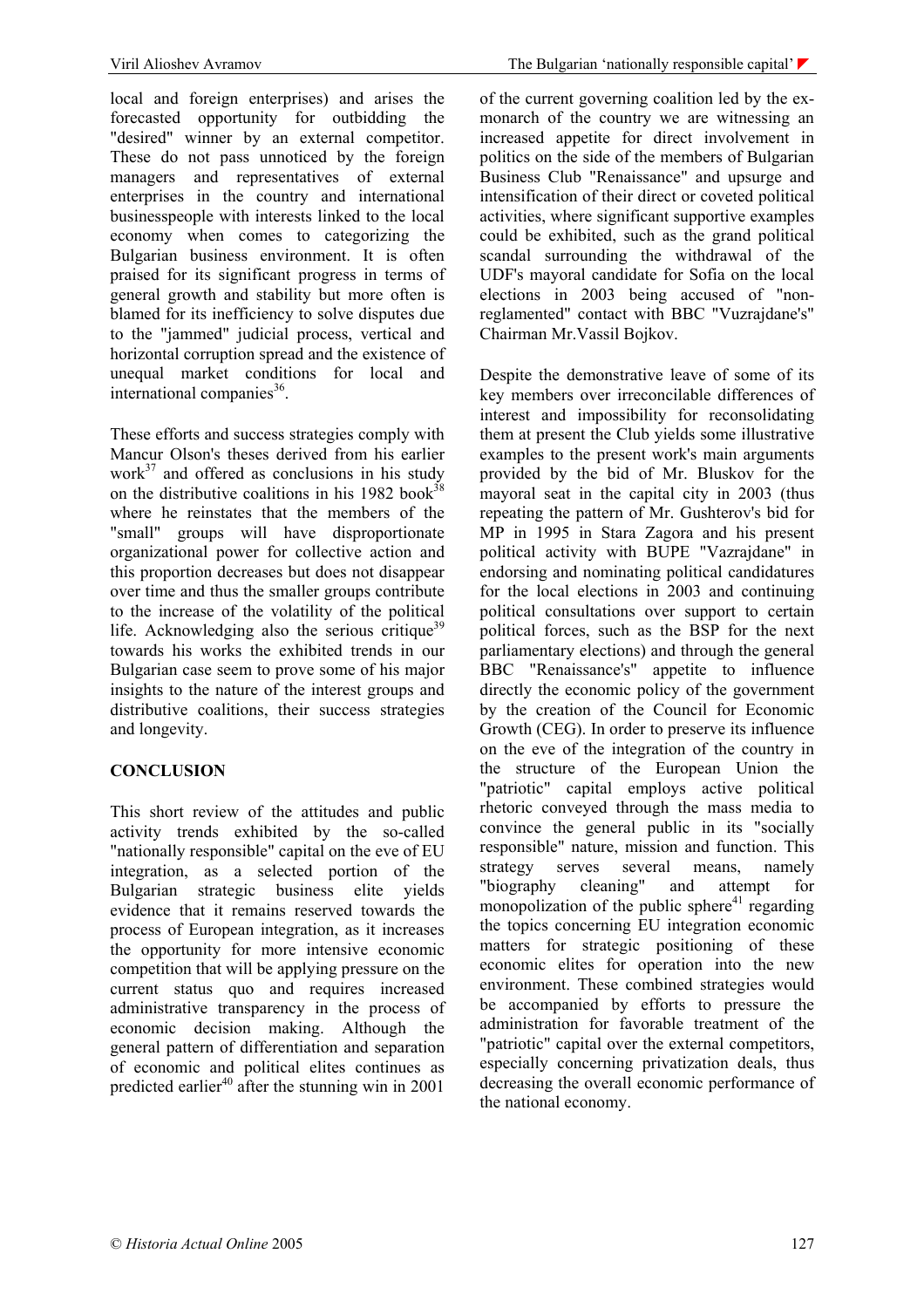local and foreign enterprises) and arises the forecasted opportunity for outbidding the "desired" winner by an external competitor. These do not pass unnoticed by the foreign managers and representatives of external enterprises in the country and international businesspeople with interests linked to the local economy when comes to categorizing the Bulgarian business environment. It is often praised for its significant progress in terms of general growth and stability but more often is blamed for its inefficiency to solve disputes due to the "jammed" judicial process, vertical and horizontal corruption spread and the existence of unequal market conditions for local and international companies[36].

These efforts and success strategies comply with Mancur Olson's theses derived from his earlier work[37] and offered as conclusions in his study on the distributive coalitions in his 1982 book[38] where he reinstates that the members of the "small" groups will have disproportionate organizational power for collective action and this proportion decreases but does not disappear over time and thus the smaller groups contribute to the increase of the volatility of the political life. Acknowledging also the serious critique[39] towards his works the exhibited trends in our Bulgarian case seem to prove some of his major insights to the nature of the interest groups and distributive coalitions, their success strategies and longevity.

## CONCLUSION

This short review of the attitudes and public activity trends exhibited by the so-called "nationally responsible" capital on the eve of EU integration, as a selected portion of the Bulgarian strategic business elite yields evidence that it remains reserved towards the process of European integration, as it increases the opportunity for more intensive economic competition that will be applying pressure on the current status quo and requires increased administrative transparency in the economic decision making. Although the general pattern of differentiation and separation of economic and political elites continues as predicted earlier[40] after the stunning win in 2001 of the current governing coalition led by the ex-monarch of the country we are witnessing an increased appetite for direct involvement in politics on the side of the members of Bulgarian Business Club "Renaissance" and upsurge and intensification of their direct or coveted political activities, where significant supportive examples could be exhibited, such as the grand political scandal surrounding the withdrawal of the UDF's mayoral candidate for Sofia on the local elections in 2003 being accused of "non-reglamented" contact with BBC "Vuzrajdane's" Chairman Mr.Vassil Bojkov.

Despite the demonstrative leave of some of its key members over irreconcilable differences of interest and impossibility for reconsolidating them at present the Club yields some illustrative examples to the present work's main arguments provided by the bid of Mr. Bluskov for the mayoral seat in the capital city in 2003 (thus repeating the pattern of Mr. Gushterov's bid for MP in 1995 in Stara Zagora and his present political activity with BUPE "Vazrajdane" in endorsing and nominating political candidatures for the local elections in 2003 and continuing political consultations over support to certain political forces, such as the BSP for the next parliamentary elections) and through the general BBC "Renaissance's" appetite to influence directly the economic policy of the government by the creation of the Council for Economic Growth (CEG). In order to preserve its influence on the eve of the integration of the country in the structure of the European Union the "patriotic" capital employs active political rhetoric conveyed through the mass media to convince the general public in its "socially responsible" nature, mission and function. This strategy serves several means, namely "biography cleaning" and attempt for monopolization of the public sphere[41] regarding the topics concerning EU integration economic matters for strategic positioning of these economic elites for operation into the new environment. These combined strategies would be accompanied by efforts to pressure the administration for favorable treatment of the "patriotic" capital over the external competitors, especially concerning privatization deals, thus decreasing the overall economic performance of the national economy.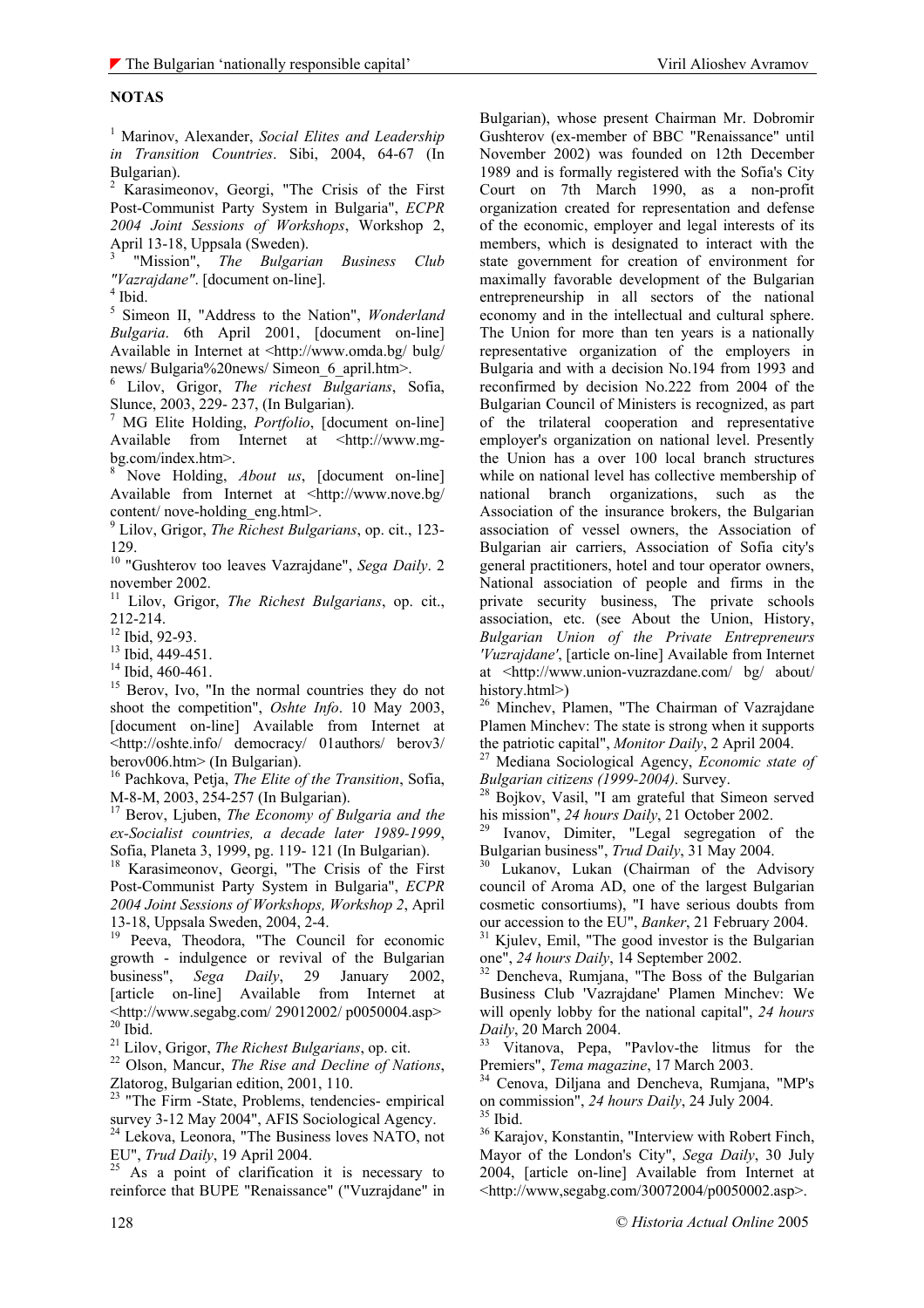## NOTAS

[1] Marinov, Alexander, *Social Elites and Leadership in Transition Countries*. Sibi, 2004, 64-67 (In Bulgarian).

[2] Karasimeonov, Georgi, "The Crisis of the First Post-Communist Party System in Bulgaria", *ECPR 2004 Joint Sessions of Workshops*, Workshop 2, April 13-18, Uppsala (Sweden).

[3] "Mission", *The Bulgarian Business Club "Vazrajdane"*. [document on-line].

[4] Ibid.

[5] Simeon II, "Address to the Nation", *Wonderland Bulgaria*. 6th April 2001, [document on-line] Available in Internet at <http://www.omda.bg/ bulg/ news/ Bulgaria%20news/ Simeon_6_april.htm>.

[6] Lilov, Grigor, *The richest Bulgarians*, Sofia, Slunce, 2003, 229- 237, (In Bulgarian).

[7] MG Elite Holding, *Portfolio*, [document on-line] Available from Internet at <http://www.mg-bg.com/index.htm>.

[8] Nove Holding, *About us*, [document on-line] Available from Internet at <http://www.nove.bg/ content/ nove-holding_eng.html>.

[9] Lilov, Grigor, *The Richest Bulgarians*, op. cit., 123-129.

[10] "Gushterov too leaves Vazrajdane", *Sega Daily*. 2 november 2002.

[11] Lilov, Grigor, *The Richest Bulgarians*, op. cit., 212-214.

[12] Ibid, 92-93.

[13] Ibid, 449-451.

[14] Ibid, 460-461.

[15] Berov, Ivo, "In the normal countries they do not shoot the competition", *Oshte Info*. 10 May 2003, [document on-line] Available from Internet at <http://oshte.info/ democracy/ 01authors/ berov3/ berov006.htm> (In Bulgarian).

[16] Pachkova, Petja, *The Elite of the Transition*, Sofia, M-8-M, 2003, 254-257 (In Bulgarian).

[17] Berov, Ljuben, *The Economy of Bulgaria and the ex-Socialist countries, a decade later 1989-1999*, Sofia, Planeta 3, 1999, pg. 119- 121 (In Bulgarian).

[18] Karasimeonov, Georgi, "The Crisis of the First Post-Communist Party System in Bulgaria", *ECPR 2004 Joint Sessions of Workshops, Workshop 2*, April 13-18, Uppsala Sweden, 2004, 2-4.

[19] Peeva, Theodora, "The Council for economic growth - indulgence or revival of the Bulgarian business", *Sega Daily*, 29 January 2002, [article on-line] Available from Internet at <http://www.segabg.com/ 29012002/ p0050004.asp>

[20] Ibid.

[21] Lilov, Grigor, *The Richest Bulgarians*, op. cit.

[22] Olson, Mancur, *The Rise and Decline of Nations*, Zlatorog, Bulgarian edition, 2001, 110.

[23] "The Firm -State, Problems, tendencies- empirical survey 3-12 May 2004", AFIS Sociological Agency.

[24] Lekova, Leonora, "The Business loves NATO, not EU", *Trud Daily*, 19 April 2004.

[25] As a point of clarification it is necessary to reinforce that BUPE "Renaissance" ("Vuzrajdane" in Bulgarian), whose present Chairman Mr. Dobromir Gushterov (ex-member of BBC "Renaissance" until November 2002) was founded on 12th December 1989 and is formally registered with the Sofia's City Court on 7th March 1990, as a non-profit organization created for representation and defense of the economic, employer and legal interests of its members, which is designated to interact with the state government for creation of environment for maximally favorable development of the Bulgarian entrepreneurship in all sectors of the national economy and in the intellectual and cultural sphere. The Union for more than ten years is a nationally representative organization of the employers in Bulgaria and with a decision No.194 from 1993 and reconfirmed by decision No.222 from 2004 of the Bulgarian Council of Ministers is recognized, as part of the trilateral cooperation and representative employer's organization on national level. Presently the Union has a over 100 local branch structures while on national level has collective membership of national branch organizations, such as the Association of the insurance brokers, the Bulgarian association of vessel owners, the Association of Bulgarian air carriers, Association of Sofia city's general practitioners, hotel and tour operator owners, National association of people and firms in the private security business, The private schools association, etc. (see About the Union, History, *Bulgarian Union of the Private Entrepreneurs 'Vuzrajdane'*, [article on-line] Available from Internet at <http://www.union-vuzrazdane.com/ bg/ about/ history.html>)

[26] Minchev, Plamen, "The Chairman of Vazrajdane Plamen Minchev: The state is strong when it supports the patriotic capital", *Monitor Daily*, 2 April 2004.

[27] Mediana Sociological Agency, *Economic state of Bulgarian citizens (1999-2004)*. Survey.

[28] Bojkov, Vasil, "I am grateful that Simeon served his mission", *24 hours Daily*, 21 October 2002.

[29] Ivanov, Dimiter, "Legal segregation of the Bulgarian business", *Trud Daily*, 31 May 2004.

[30] Lukanov, Lukan (Chairman of the Advisory council of Aroma AD, one of the largest Bulgarian cosmetic consortiums), "I have serious doubts from our accession to the EU", *Banker*, 21 February 2004.

[31] Kjulev, Emil, "The good investor is the Bulgarian one", *24 hours Daily*, 14 September 2002.

[32] Dencheva, Rumjana, "The Boss of the Bulgarian Business Club 'Vazrajdane' Plamen Minchev: We will openly lobby for the national capital", *24 hours Daily*, 20 March 2004.

[33] Vitanova, Pepa, "Pavlov-the litmus for the Premiers", *Tema magazine*, 17 March 2003.

[34] Cenova, Diljana and Dencheva, Rumjana, "MP's on commission", *24 hours Daily*, 24 July 2004.

[35] Ibid.

[36] Karajov, Konstantin, "Interview with Robert Finch, Mayor of the London's City", *Sega Daily*, 30 July 2004, [article on-line] Available from Internet at <http://www,segabg.com/30072004/p0050002.asp>.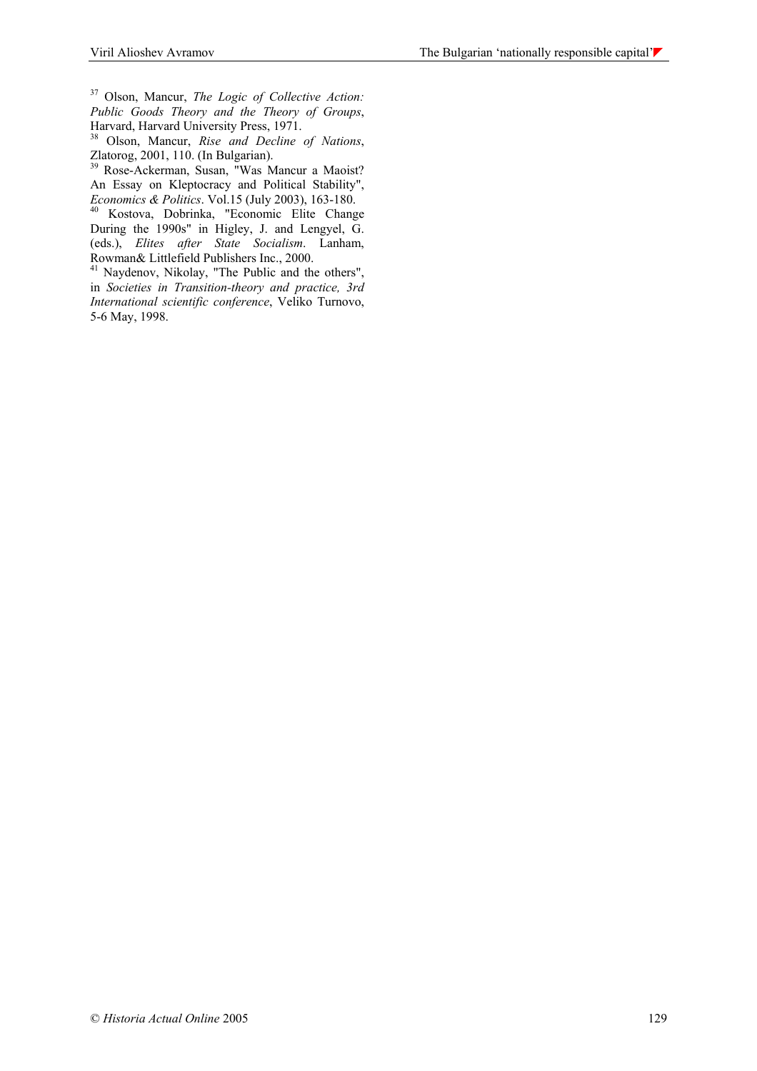[37] Olson, Mancur, *The Logic of Collective Action: Public Goods Theory and the Theory of Groups*, Harvard, Harvard University Press, 1971.

[38] Olson, Mancur, *Rise and Decline of Nations*, Zlatorog, 2001, 110. (In Bulgarian).

[39] Rose-Ackerman, Susan, "Was Mancur a Maoist? An Essay on Kleptocracy and Political Stability", *Economics & Politics*. Vol.15 (July 2003), 163-180.

[40] Kostova, Dobrinka, "Economic Elite Change During the 1990s" in Higley, J. and Lengyel, G. (eds.), *Elites after State Socialism*. Lanham, Rowman& Littlefield Publishers Inc., 2000.

[41] Naydenov, Nikolay, "The Public and the others", in *Societies in Transition-theory and practice, 3rd International scientific conference*, Veliko Turnovo, 5-6 May, 1998.